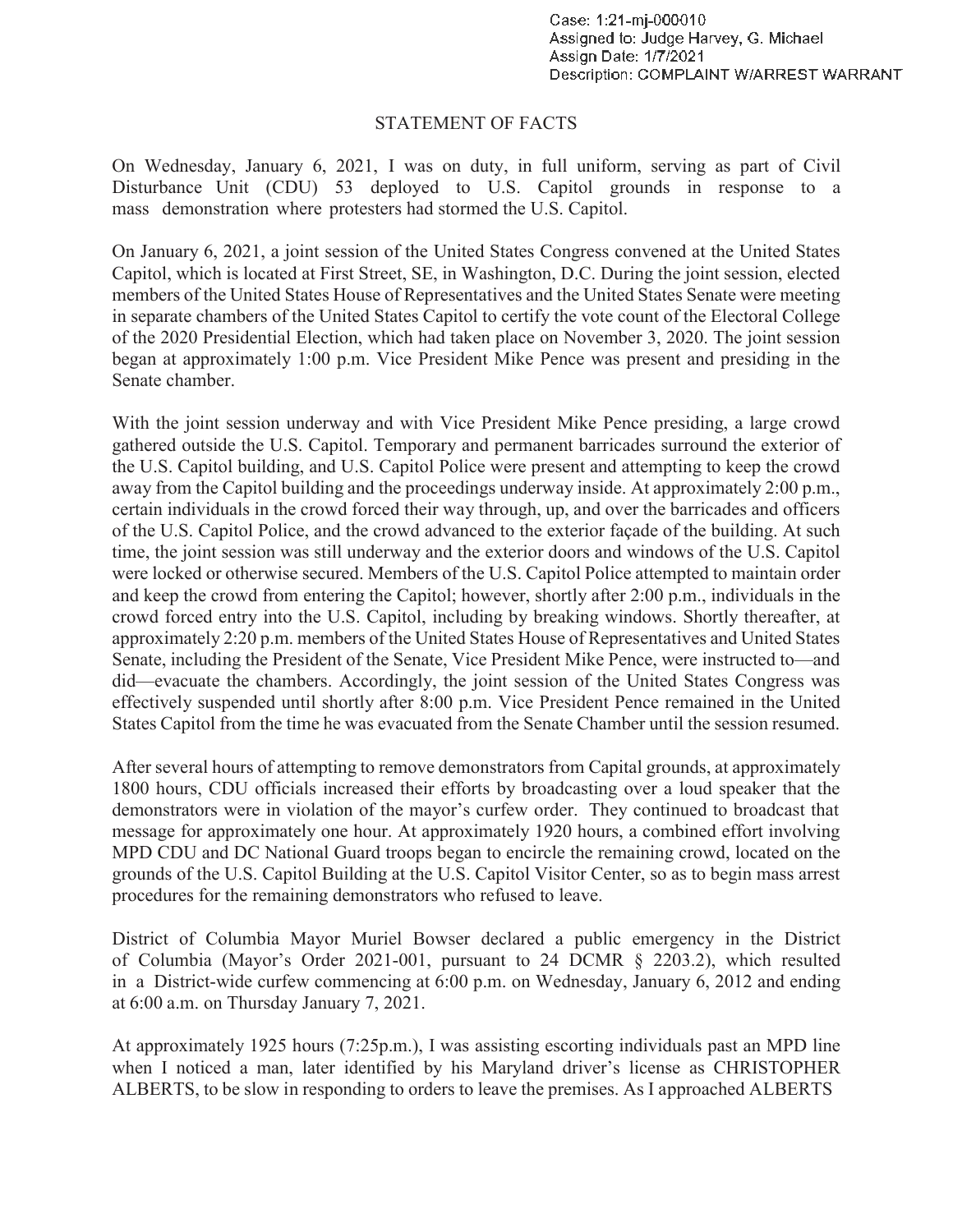Case: 1:21-mj-000010
Assigned to: Judge Harvey, G. Michael
Assign Date: 1/7/2021
Description: COMPLAINT W/ARREST WARRANT

# STATEMENT OF FACTS

On Wednesday, January 6, 2021, I was on duty, in full uniform, serving as part of Civil Disturbance Unit (CDU) 53 deployed to U.S. Capitol grounds in response to a mass demonstration where protesters had stormed the U.S. Capitol.

On January 6, 2021, a joint session of the United States Congress convened at the United States Capitol, which is located at First Street, SE, in Washington, D.C. During the joint session, elected members of the United States House of Representatives and the United States Senate were meeting in separate chambers of the United States Capitol to certify the vote count of the Electoral College of the 2020 Presidential Election, which had taken place on November 3, 2020. The joint session began at approximately 1:00 p.m. Vice President Mike Pence was present and presiding in the Senate chamber.

With the joint session underway and with Vice President Mike Pence presiding, a large crowd gathered outside the U.S. Capitol. Temporary and permanent barricades surround the exterior of the U.S. Capitol building, and U.S. Capitol Police were present and attempting to keep the crowd away from the Capitol building and the proceedings underway inside. At approximately 2:00 p.m., certain individuals in the crowd forced their way through, up, and over the barricades and officers of the U.S. Capitol Police, and the crowd advanced to the exterior façade of the building. At such time, the joint session was still underway and the exterior doors and windows of the U.S. Capitol were locked or otherwise secured. Members of the U.S. Capitol Police attempted to maintain order and keep the crowd from entering the Capitol; however, shortly after 2:00 p.m., individuals in the crowd forced entry into the U.S. Capitol, including by breaking windows. Shortly thereafter, at approximately 2:20 p.m. members of the United States House of Representatives and United States Senate, including the President of the Senate, Vice President Mike Pence, were instructed to—and did—evacuate the chambers. Accordingly, the joint session of the United States Congress was effectively suspended until shortly after 8:00 p.m. Vice President Pence remained in the United States Capitol from the time he was evacuated from the Senate Chamber until the session resumed.

After several hours of attempting to remove demonstrators from Capital grounds, at approximately 1800 hours, CDU officials increased their efforts by broadcasting over a loud speaker that the demonstrators were in violation of the mayor's curfew order. They continued to broadcast that message for approximately one hour. At approximately 1920 hours, a combined effort involving MPD CDU and DC National Guard troops began to encircle the remaining crowd, located on the grounds of the U.S. Capitol Building at the U.S. Capitol Visitor Center, so as to begin mass arrest procedures for the remaining demonstrators who refused to leave.

District of Columbia Mayor Muriel Bowser declared a public emergency in the District of Columbia (Mayor's Order 2021-001, pursuant to 24 DCMR § 2203.2), which resulted in a District-wide curfew commencing at 6:00 p.m. on Wednesday, January 6, 2012 and ending at 6:00 a.m. on Thursday January 7, 2021.

At approximately 1925 hours (7:25p.m.), I was assisting escorting individuals past an MPD line when I noticed a man, later identified by his Maryland driver's license as CHRISTOPHER ALBERTS, to be slow in responding to orders to leave the premises. As I approached ALBERTS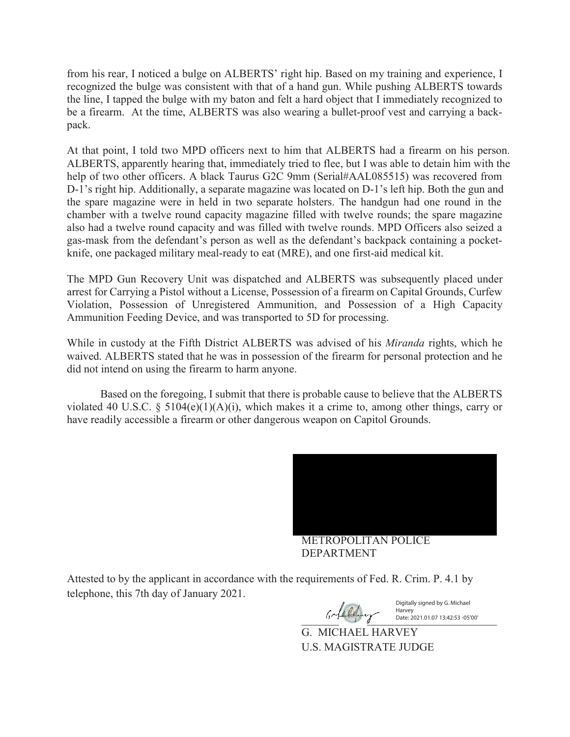from his rear, I noticed a bulge on ALBERTS' right hip. Based on my training and experience, I recognized the bulge was consistent with that of a hand gun. While pushing ALBERTS towards the line, I tapped the bulge with my baton and felt a hard object that I immediately recognized to be a firearm. At the time, ALBERTS was also wearing a bullet-proof vest and carrying a back-pack.

At that point, I told two MPD officers next to him that ALBERTS had a firearm on his person. ALBERTS, apparently hearing that, immediately tried to flee, but I was able to detain him with the help of two other officers. A black Taurus G2C 9mm (Serial#AAL085515) was recovered from D-1's right hip. Additionally, a separate magazine was located on D-1's left hip. Both the gun and the spare magazine were in held in two separate holsters. The handgun had one round in the chamber with a twelve round capacity magazine filled with twelve rounds; the spare magazine also had a twelve round capacity and was filled with twelve rounds. MPD Officers also seized a gas-mask from the defendant's person as well as the defendant's backpack containing a pocket-knife, one packaged military meal-ready to eat (MRE), and one first-aid medical kit.

The MPD Gun Recovery Unit was dispatched and ALBERTS was subsequently placed under arrest for Carrying a Pistol without a License, Possession of a firearm on Capital Grounds, Curfew Violation, Possession of Unregistered Ammunition, and Possession of a High Capacity Ammunition Feeding Device, and was transported to 5D for processing.

While in custody at the Fifth District ALBERTS was advised of his *Miranda* rights, which he waived. ALBERTS stated that he was in possession of the firearm for personal protection and he did not intend on using the firearm to harm anyone.

Based on the foregoing, I submit that there is probable cause to believe that the ALBERTS violated 40 U.S.C. § 5104(e)(1)(A)(i), which makes it a crime to, among other things, carry or have readily accessible a firearm or other dangerous weapon on Capitol Grounds.

METROPOLITAN POLICE
DEPARTMENT

Attested to by the applicant in accordance with the requirements of Fed. R. Crim. P. 4.1 by telephone, this 7th day of January 2021.

Digitally signed by G. Michael Harvey
Date: 2021.01.07 13:42:53 -05'00'

G. MICHAEL HARVEY
U.S. MAGISTRATE JUDGE